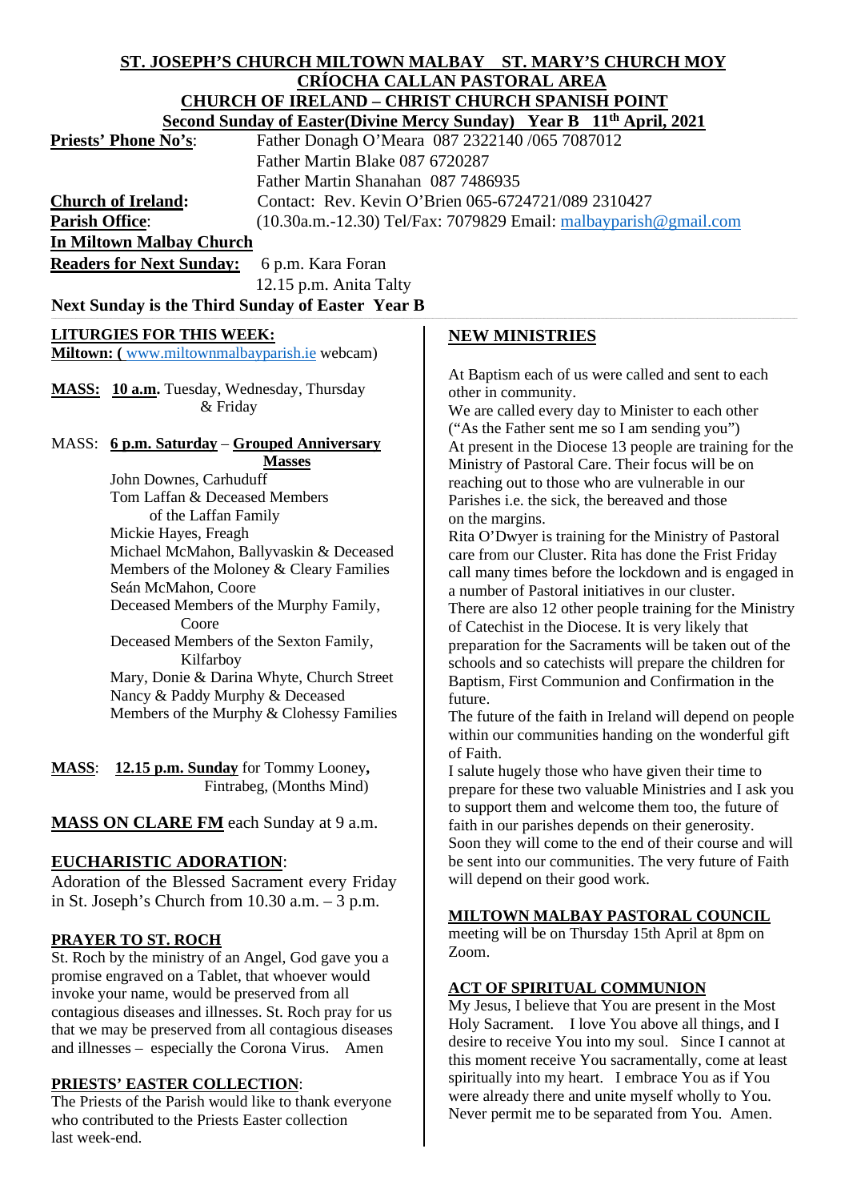**ST. JOSEPH'S CHURCH MILTOWN MALBAY ST. MARY'S CHURCH MOY**
**CRÍOCHA CALLAN PASTORAL AREA**
**CHURCH OF IRELAND – CHRIST CHURCH SPANISH POINT**
**Second Sunday of Easter(Divine Mercy Sunday) Year B 11th April, 2021**

**Priests' Phone No's**: Father Donagh O'Meara 087 2322140 /065 7087012
Father Martin Blake 087 6720287
Father Martin Shanahan 087 7486935

**Church of Ireland**: Contact: Rev. Kevin O'Brien 065-6724721/089 2310427

**Parish Office**: (10.30a.m.-12.30) Tel/Fax: 7079829 Email: malbayparish@gmail.com

**In Miltown Malbay Church**

**Readers for Next Sunday:** 6 p.m. Kara Foran
12.15 p.m. Anita Talty

**Next Sunday is the Third Sunday of Easter Year B**

## LITURGIES FOR THIS WEEK:

**Miltown: (** www.miltownmalbayparish.ie webcam)

**MASS:** **10 a.m.** Tuesday, Wednesday, Thursday & Friday

MASS: **6 p.m. Saturday** – **Grouped Anniversary Masses**

John Downes, Carhuduff
Tom Laffan & Deceased Members of the Laffan Family
Mickie Hayes, Freagh
Michael McMahon, Ballyvaskin & Deceased Members of the Moloney & Cleary Families
Seán McMahon, Coore
Deceased Members of the Murphy Family, Coore
Deceased Members of the Sexton Family, Kilfarboy
Mary, Donie & Darina Whyte, Church Street
Nancy & Paddy Murphy & Deceased Members of the Murphy & Clohessy Families

**MASS**: **12.15 p.m. Sunday** for Tommy Looney**,** Fintrabeg, (Months Mind)

**MASS ON CLARE FM** each Sunday at 9 a.m.

## EUCHARISTIC ADORATION:

Adoration of the Blessed Sacrament every Friday in St. Joseph's Church from 10.30 a.m. – 3 p.m.

## PRAYER TO ST. ROCH

St. Roch by the ministry of an Angel, God gave you a promise engraved on a Tablet, that whoever would invoke your name, would be preserved from all contagious diseases and illnesses. St. Roch pray for us that we may be preserved from all contagious diseases and illnesses – especially the Corona Virus. Amen

## PRIESTS' EASTER COLLECTION:

The Priests of the Parish would like to thank everyone who contributed to the Priests Easter collection last week-end.

## NEW MINISTRIES

At Baptism each of us were called and sent to each other in community.
We are called every day to Minister to each other ("As the Father sent me so I am sending you")
At present in the Diocese 13 people are training for the Ministry of Pastoral Care. Their focus will be on reaching out to those who are vulnerable in our Parishes i.e. the sick, the bereaved and those on the margins.
Rita O'Dwyer is training for the Ministry of Pastoral care from our Cluster. Rita has done the Frist Friday call many times before the lockdown and is engaged in a number of Pastoral initiatives in our cluster.
There are also 12 other people training for the Ministry of Catechist in the Diocese. It is very likely that preparation for the Sacraments will be taken out of the schools and so catechists will prepare the children for Baptism, First Communion and Confirmation in the future.
The future of the faith in Ireland will depend on people within our communities handing on the wonderful gift of Faith.
I salute hugely those who have given their time to prepare for these two valuable Ministries and I ask you to support them and welcome them too, the future of faith in our parishes depends on their generosity.
Soon they will come to the end of their course and will be sent into our communities. The very future of Faith will depend on their good work.

## MILTOWN MALBAY PASTORAL COUNCIL

meeting will be on Thursday 15th April at 8pm on Zoom.

## ACT OF SPIRITUAL COMMUNION

My Jesus, I believe that You are present in the Most Holy Sacrament. I love You above all things, and I desire to receive You into my soul. Since I cannot at this moment receive You sacramentally, come at least spiritually into my heart. I embrace You as if You were already there and unite myself wholly to You. Never permit me to be separated from You. Amen.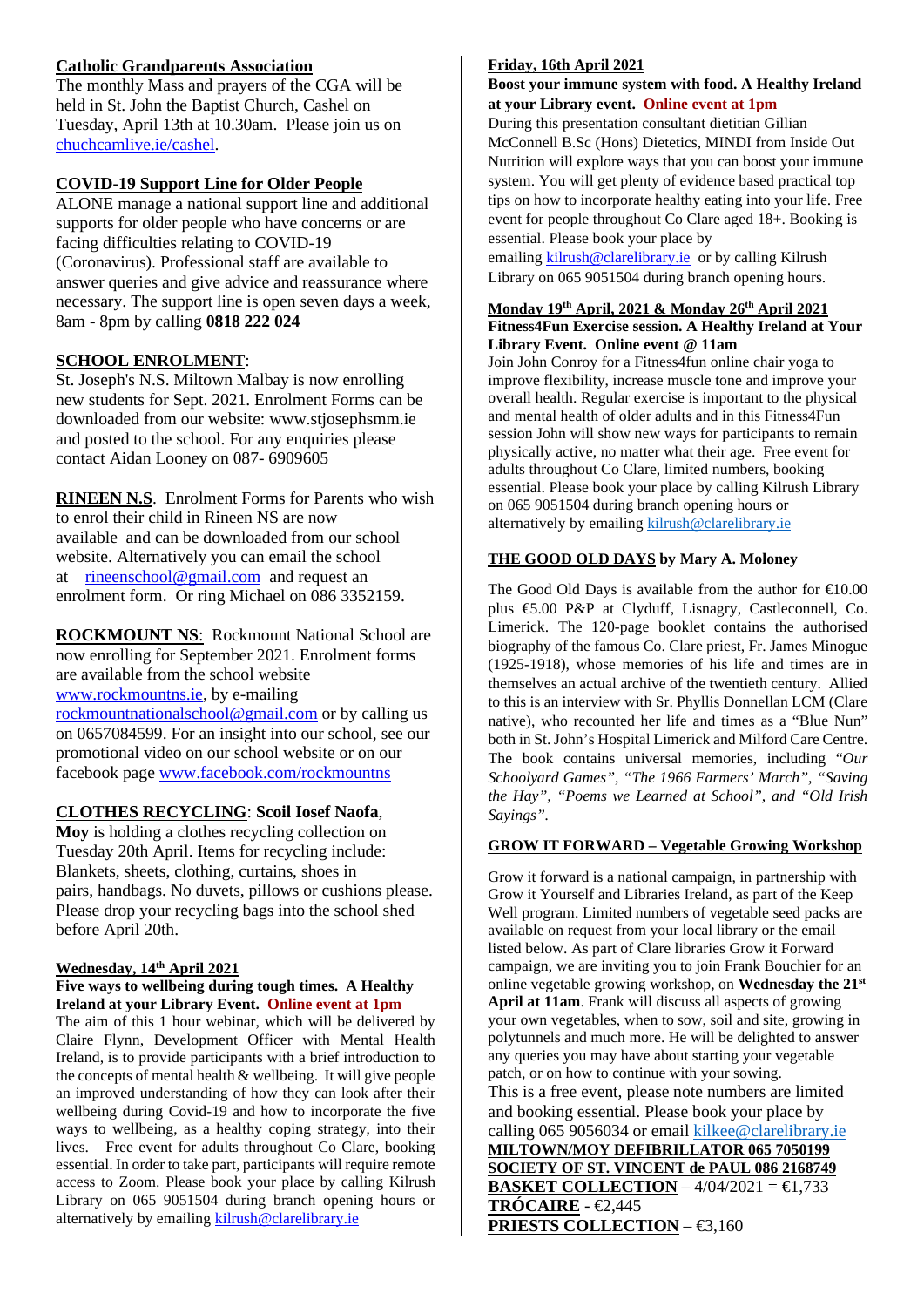**Catholic Grandparents Association**

The monthly Mass and prayers of the CGA will be held in St. John the Baptist Church, Cashel on Tuesday, April 13th at 10.30am. Please join us on chuchcamlive.ie/cashel.

**COVID-19 Support Line for Older People**

ALONE manage a national support line and additional supports for older people who have concerns or are facing difficulties relating to COVID-19 (Coronavirus). Professional staff are available to answer queries and give advice and reassurance where necessary. The support line is open seven days a week, 8am - 8pm by calling **0818 222 024**

**SCHOOL ENROLMENT**:

St. Joseph's N.S. Miltown Malbay is now enrolling new students for Sept. 2021. Enrolment Forms can be downloaded from our website: www.stjosephsmm.ie and posted to the school. For any enquiries please contact Aidan Looney on 087- 6909605

**RINEEN N.S**. Enrolment Forms for Parents who wish to enrol their child in Rineen NS are now available and can be downloaded from our school website. Alternatively you can email the school at rineenschool@gmail.com and request an enrolment form. Or ring Michael on 086 3352159.

**ROCKMOUNT NS**: Rockmount National School are now enrolling for September 2021. Enrolment forms are available from the school website www.rockmountns.ie, by e-mailing rockmountnationalschool@gmail.com or by calling us on 0657084599. For an insight into our school, see our promotional video on our school website or on our facebook page www.facebook.com/rockmountns

**CLOTHES RECYCLING**: **Scoil Iosef Naofa**, **Moy** is holding a clothes recycling collection on Tuesday 20th April. Items for recycling include: Blankets, sheets, clothing, curtains, shoes in pairs, handbags. No duvets, pillows or cushions please. Please drop your recycling bags into the school shed before April 20th.

**Wednesday, 14th April 2021**

**Five ways to wellbeing during tough times. A Healthy Ireland at your Library Event. Online event at 1pm**

The aim of this 1 hour webinar, which will be delivered by Claire Flynn, Development Officer with Mental Health Ireland, is to provide participants with a brief introduction to the concepts of mental health & wellbeing. It will give people an improved understanding of how they can look after their wellbeing during Covid-19 and how to incorporate the five ways to wellbeing, as a healthy coping strategy, into their lives. Free event for adults throughout Co Clare, booking essential. In order to take part, participants will require remote access to Zoom. Please book your place by calling Kilrush Library on 065 9051504 during branch opening hours or alternatively by emailing kilrush@clarelibrary.ie

**Friday, 16th April 2021**

**Boost your immune system with food. A Healthy Ireland at your Library event. Online event at 1pm**

During this presentation consultant dietitian Gillian McConnell B.Sc (Hons) Dietetics, MINDI from Inside Out Nutrition will explore ways that you can boost your immune system. You will get plenty of evidence based practical top tips on how to incorporate healthy eating into your life. Free event for people throughout Co Clare aged 18+. Booking is essential. Please book your place by emailing kilrush@clarelibrary.ie or by calling Kilrush Library on 065 9051504 during branch opening hours.

**Monday 19th April, 2021 & Monday 26th April 2021**

**Fitness4Fun Exercise session. A Healthy Ireland at Your Library Event. Online event @ 11am**

Join John Conroy for a Fitness4fun online chair yoga to improve flexibility, increase muscle tone and improve your overall health. Regular exercise is important to the physical and mental health of older adults and in this Fitness4Fun session John will show new ways for participants to remain physically active, no matter what their age. Free event for adults throughout Co Clare, limited numbers, booking essential. Please book your place by calling Kilrush Library on 065 9051504 during branch opening hours or alternatively by emailing kilrush@clarelibrary.ie

**THE GOOD OLD DAYS by Mary A. Moloney**

The Good Old Days is available from the author for €10.00 plus €5.00 P&P at Clyduff, Lisnagry, Castleconnell, Co. Limerick. The 120-page booklet contains the authorised biography of the famous Co. Clare priest, Fr. James Minogue (1925-1918), whose memories of his life and times are in themselves an actual archive of the twentieth century. Allied to this is an interview with Sr. Phyllis Donnellan LCM (Clare native), who recounted her life and times as a "Blue Nun" both in St. John's Hospital Limerick and Milford Care Centre. The book contains universal memories, including *"Our Schoolyard Games", "The 1966 Farmers' March", "Saving the Hay", "Poems we Learned at School", and "Old Irish Sayings".*

**GROW IT FORWARD – Vegetable Growing Workshop**

Grow it forward is a national campaign, in partnership with Grow it Yourself and Libraries Ireland, as part of the Keep Well program. Limited numbers of vegetable seed packs are available on request from your local library or the email listed below. As part of Clare libraries Grow it Forward campaign, we are inviting you to join Frank Bouchier for an online vegetable growing workshop, on **Wednesday the 21st April at 11am**. Frank will discuss all aspects of growing your own vegetables, when to sow, soil and site, growing in polytunnels and much more. He will be delighted to answer any queries you may have about starting your vegetable patch, or on how to continue with your sowing.

This is a free event, please note numbers are limited and booking essential. Please book your place by calling 065 9056034 or email kilkee@clarelibrary.ie

**MILTOWN/MOY DEFIBRILLATOR 065 7050199**

**SOCIETY OF ST. VINCENT de PAUL 086 2168749**

**BASKET COLLECTION** – 4/04/2021 = €1,733

**TRÓCAIRE** - €2,445

**PRIESTS COLLECTION** – €3,160